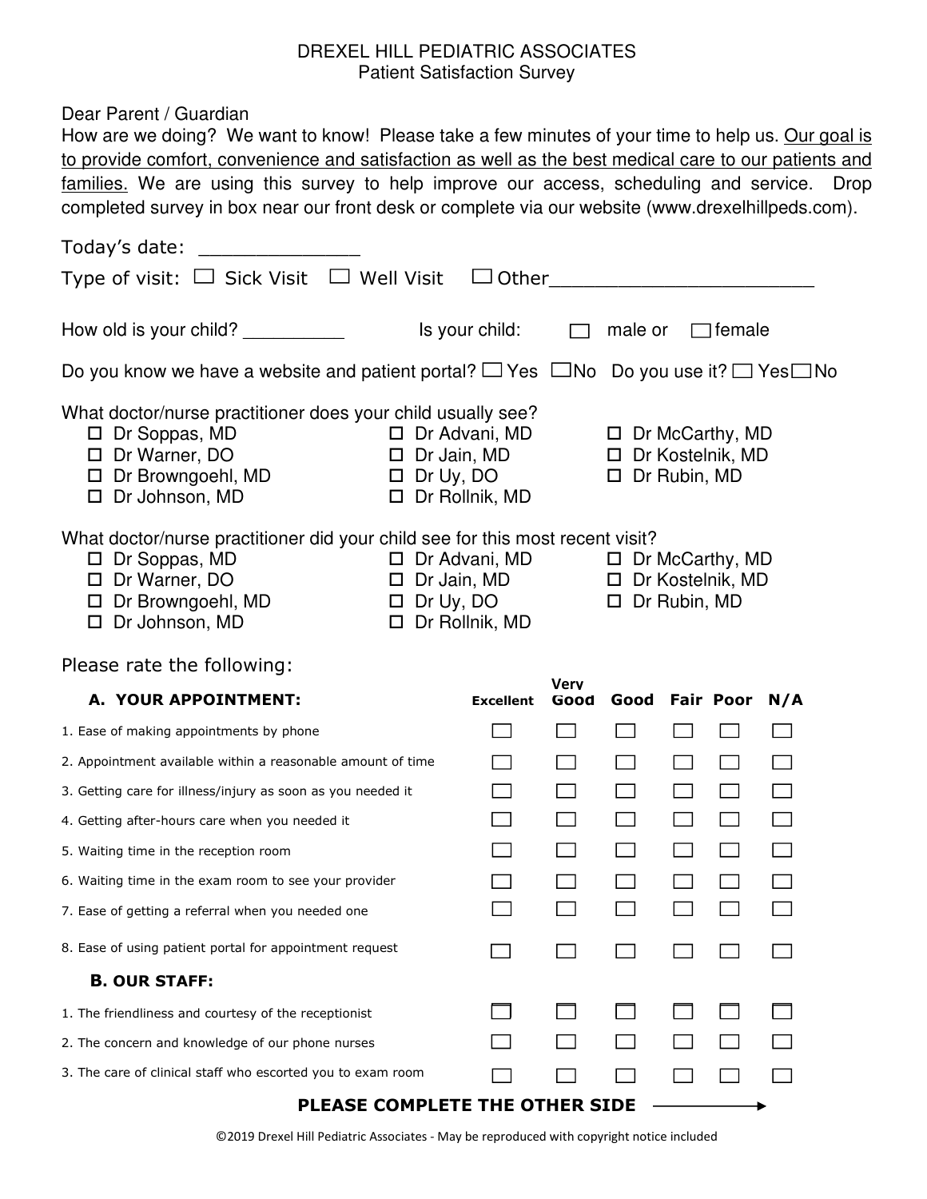# DREXEL HILL PEDIATRIC ASSOCIATES
## Patient Satisfaction Survey

Dear Parent / Guardian

How are we doing? We want to know! Please take a few minutes of your time to help us. Our goal is to provide comfort, convenience and satisfaction as well as the best medical care to our patients and families. We are using this survey to help improve our access, scheduling and service. Drop completed survey in box near our front desk or complete via our website (www.drexelhillpeds.com).

Today's date: ______________

Type of visit: ☐ Sick Visit ☐ Well Visit ☐ Other________________________

How old is your child? __________ Is your child: ☐ male or ☐ female

Do you know we have a website and patient portal? ☐ Yes ☐ No Do you use it? ☐ Yes ☐ No

What doctor/nurse practitioner does your child usually see?

- ☐ Dr Soppas, MD
- ☐ Dr Warner, DO
- ☐ Dr Browngoehl, MD
- ☐ Dr Johnson, MD
- ☐ Dr Advani, MD
- ☐ Dr Jain, MD
- ☐ Dr Uy, DO
- ☐ Dr Rollnik, MD
- ☐ Dr McCarthy, MD
- ☐ Dr Kostelnik, MD
- ☐ Dr Rubin, MD

What doctor/nurse practitioner did your child see for this most recent visit?

- ☐ Dr Soppas, MD
- ☐ Dr Warner, DO
- ☐ Dr Browngoehl, MD
- ☐ Dr Johnson, MD
- ☐ Dr Advani, MD
- ☐ Dr Jain, MD
- ☐ Dr Uy, DO
- ☐ Dr Rollnik, MD
- ☐ Dr McCarthy, MD
- ☐ Dr Kostelnik, MD
- ☐ Dr Rubin, MD

Please rate the following:

| **A. YOUR APPOINTMENT:** | Excellent | Very Good | Good | Fair | Poor | N/A |
|---|---|---|---|---|---|---|
| 1. Ease of making appointments by phone | ☐ | ☐ | ☐ | ☐ | ☐ | ☐ |
| 2. Appointment available within a reasonable amount of time | ☐ | ☐ | ☐ | ☐ | ☐ | ☐ |
| 3. Getting care for illness/injury as soon as you needed it | ☐ | ☐ | ☐ | ☐ | ☐ | ☐ |
| 4. Getting after-hours care when you needed it | ☐ | ☐ | ☐ | ☐ | ☐ | ☐ |
| 5. Waiting time in the reception room | ☐ | ☐ | ☐ | ☐ | ☐ | ☐ |
| 6. Waiting time in the exam room to see your provider | ☐ | ☐ | ☐ | ☐ | ☐ | ☐ |
| 7. Ease of getting a referral when you needed one | ☐ | ☐ | ☐ | ☐ | ☐ | ☐ |
| 8. Ease of using patient portal for appointment request | ☐ | ☐ | ☐ | ☐ | ☐ | ☐ |
| **B. OUR STAFF:** | | | | | | |
| 1. The friendliness and courtesy of the receptionist | ☐ | ☐ | ☐ | ☐ | ☐ | ☐ |
| 2. The concern and knowledge of our phone nurses | ☐ | ☐ | ☐ | ☐ | ☐ | ☐ |
| 3. The care of clinical staff who escorted you to exam room | ☐ | ☐ | ☐ | ☐ | ☐ | ☐ |

**PLEASE COMPLETE THE OTHER SIDE** ⟶

©2019 Drexel Hill Pediatric Associates - May be reproduced with copyright notice included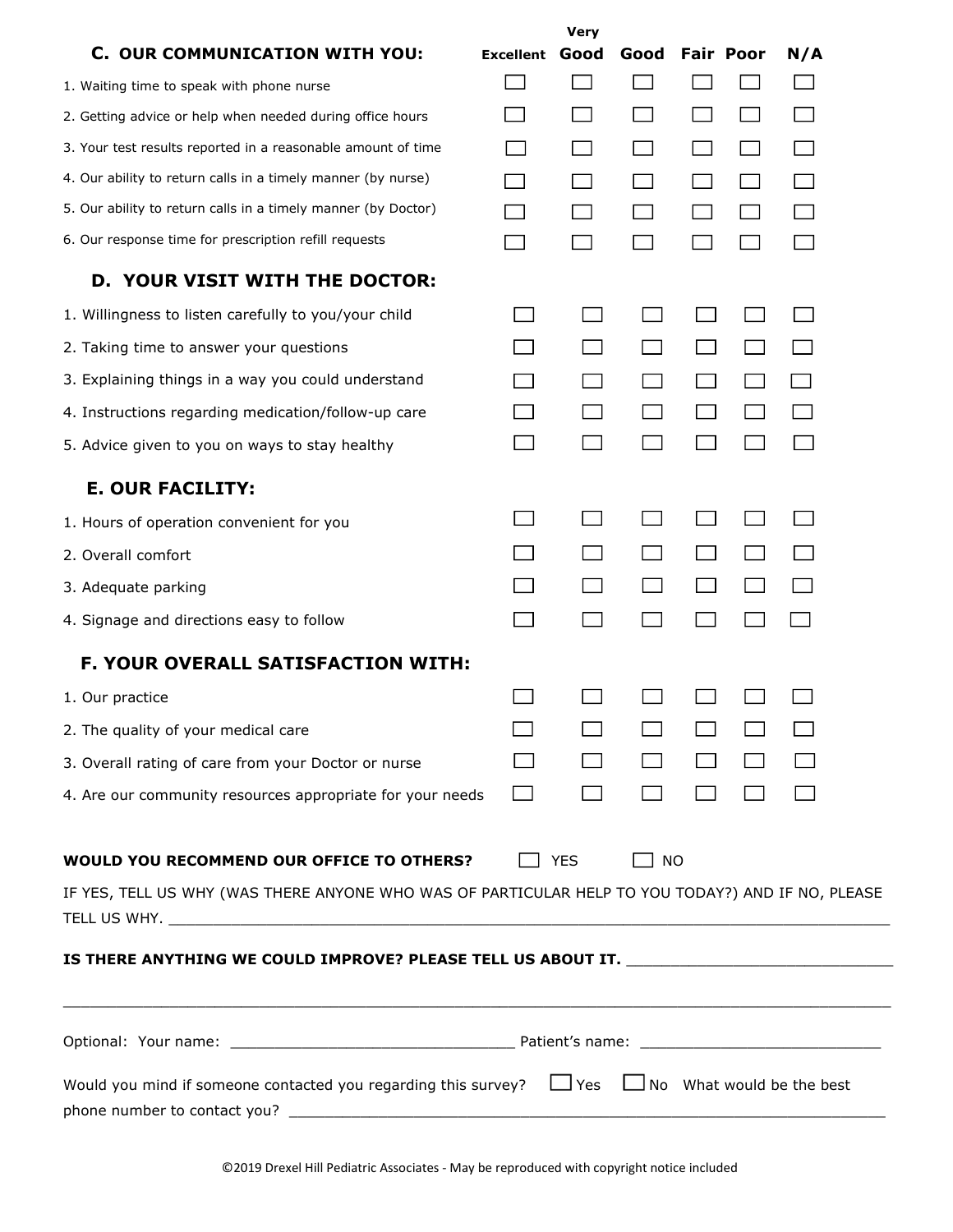| C. OUR COMMUNICATION WITH YOU: | Excellent | Very Good | Good | Fair | Poor | N/A |
|---|---|---|---|---|---|---|
| 1. Waiting time to speak with phone nurse | ☐ | ☐ | ☐ | ☐ | ☐ | ☐ |
| 2. Getting advice or help when needed during office hours | ☐ | ☐ | ☐ | ☐ | ☐ | ☐ |
| 3. Your test results reported in a reasonable amount of time | ☐ | ☐ | ☐ | ☐ | ☐ | ☐ |
| 4. Our ability to return calls in a timely manner (by nurse) | ☐ | ☐ | ☐ | ☐ | ☐ | ☐ |
| 5. Our ability to return calls in a timely manner (by Doctor) | ☐ | ☐ | ☐ | ☐ | ☐ | ☐ |
| 6. Our response time for prescription refill requests | ☐ | ☐ | ☐ | ☐ | ☐ | ☐ |
| **D. YOUR VISIT WITH THE DOCTOR:** | | | | | | |
| 1. Willingness to listen carefully to you/your child | ☐ | ☐ | ☐ | ☐ | ☐ | ☐ |
| 2. Taking time to answer your questions | ☐ | ☐ | ☐ | ☐ | ☐ | ☐ |
| 3. Explaining things in a way you could understand | ☐ | ☐ | ☐ | ☐ | ☐ | ☐ |
| 4. Instructions regarding medication/follow-up care | ☐ | ☐ | ☐ | ☐ | ☐ | ☐ |
| 5. Advice given to you on ways to stay healthy | ☐ | ☐ | ☐ | ☐ | ☐ | ☐ |
| **E. OUR FACILITY:** | | | | | | |
| 1. Hours of operation convenient for you | ☐ | ☐ | ☐ | ☐ | ☐ | ☐ |
| 2. Overall comfort | ☐ | ☐ | ☐ | ☐ | ☐ | ☐ |
| 3. Adequate parking | ☐ | ☐ | ☐ | ☐ | ☐ | ☐ |
| 4. Signage and directions easy to follow | ☐ | ☐ | ☐ | ☐ | ☐ | ☐ |
| **F. YOUR OVERALL SATISFACTION WITH:** | | | | | | |
| 1. Our practice | ☐ | ☐ | ☐ | ☐ | ☐ | ☐ |
| 2. The quality of your medical care | ☐ | ☐ | ☐ | ☐ | ☐ | ☐ |
| 3. Overall rating of care from your Doctor or nurse | ☐ | ☐ | ☐ | ☐ | ☐ | ☐ |
| 4. Are our community resources appropriate for your needs | ☐ | ☐ | ☐ | ☐ | ☐ | ☐ |

**WOULD YOU RECOMMEND OUR OFFICE TO OTHERS?** ☐ YES ☐ NO

IF YES, TELL US WHY (WAS THERE ANYONE WHO WAS OF PARTICULAR HELP TO YOU TODAY?) AND IF NO, PLEASE TELL US WHY. ____________________________________________

**IS THERE ANYTHING WE COULD IMPROVE? PLEASE TELL US ABOUT IT.** ____________________________

____________________________________________________________________________

Optional: Your name: ______________________________ Patient's name: __________________________

Would you mind if someone contacted you regarding this survey? ☐ Yes ☐ No What would be the best phone number to contact you? ____________________________________________

©2019 Drexel Hill Pediatric Associates - May be reproduced with copyright notice included